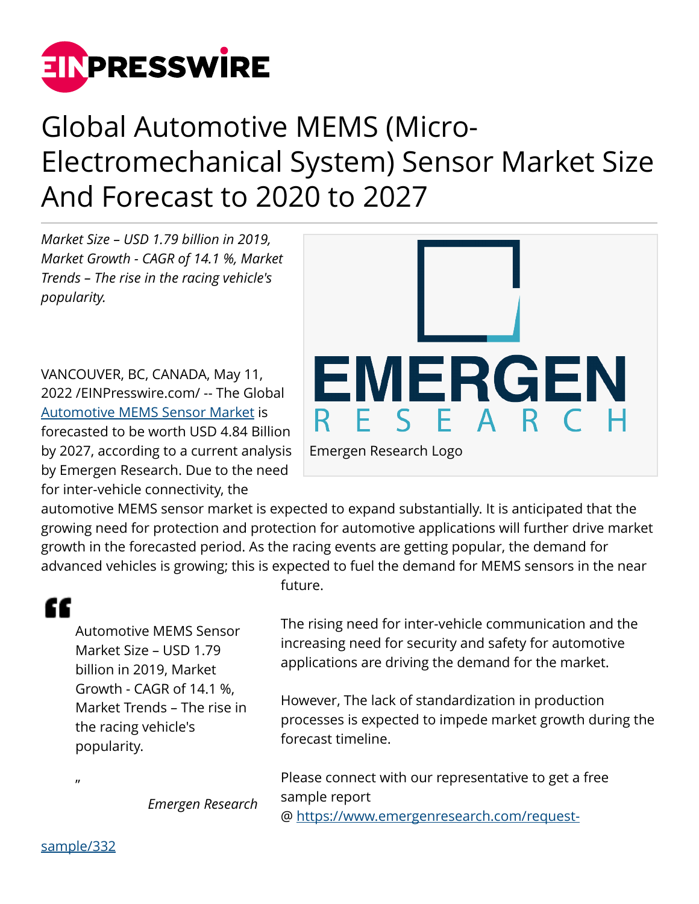# Global Automotive MEMS (Micro-Electromechanical System) Sensor Market Size And Forecast to 2020 to 2027

*Market Size – USD 1.79 billion in 2019, Market Growth - CAGR of 14.1 %, Market Trends – The rise in the racing vehicle's popularity.*

Emergen Research Logo

VANCOUVER, BC, CANADA, May 11, 2022 /EINPresswire.com/ -- The Global [Automotive MEMS Sensor Market](https://www.emergenresearch.com) is forecasted to be worth USD 4.84 Billion by 2027, according to a current analysis by Emergen Research. Due to the need for inter-vehicle connectivity, the automotive MEMS sensor market is expected to expand substantially. It is anticipated that the growing need for protection and protection for automotive applications will further drive market growth in the forecasted period. As the racing events are getting popular, the demand for advanced vehicles is growing; this is expected to fuel the demand for MEMS sensors in the near future.

> "Automotive MEMS Sensor Market Size – USD 1.79 billion in 2019, Market Growth - CAGR of 14.1 %, Market Trends – The rise in the racing vehicle's popularity."
>
> *Emergen Research*

The rising need for inter-vehicle communication and the increasing need for security and safety for automotive applications are driving the demand for the market.

However, The lack of standardization in production processes is expected to impede market growth during the forecast timeline.

Please connect with our representative to get a free sample report @ [https://www.emergenresearch.com/request-sample/332](https://www.emergenresearch.com/request-sample/332)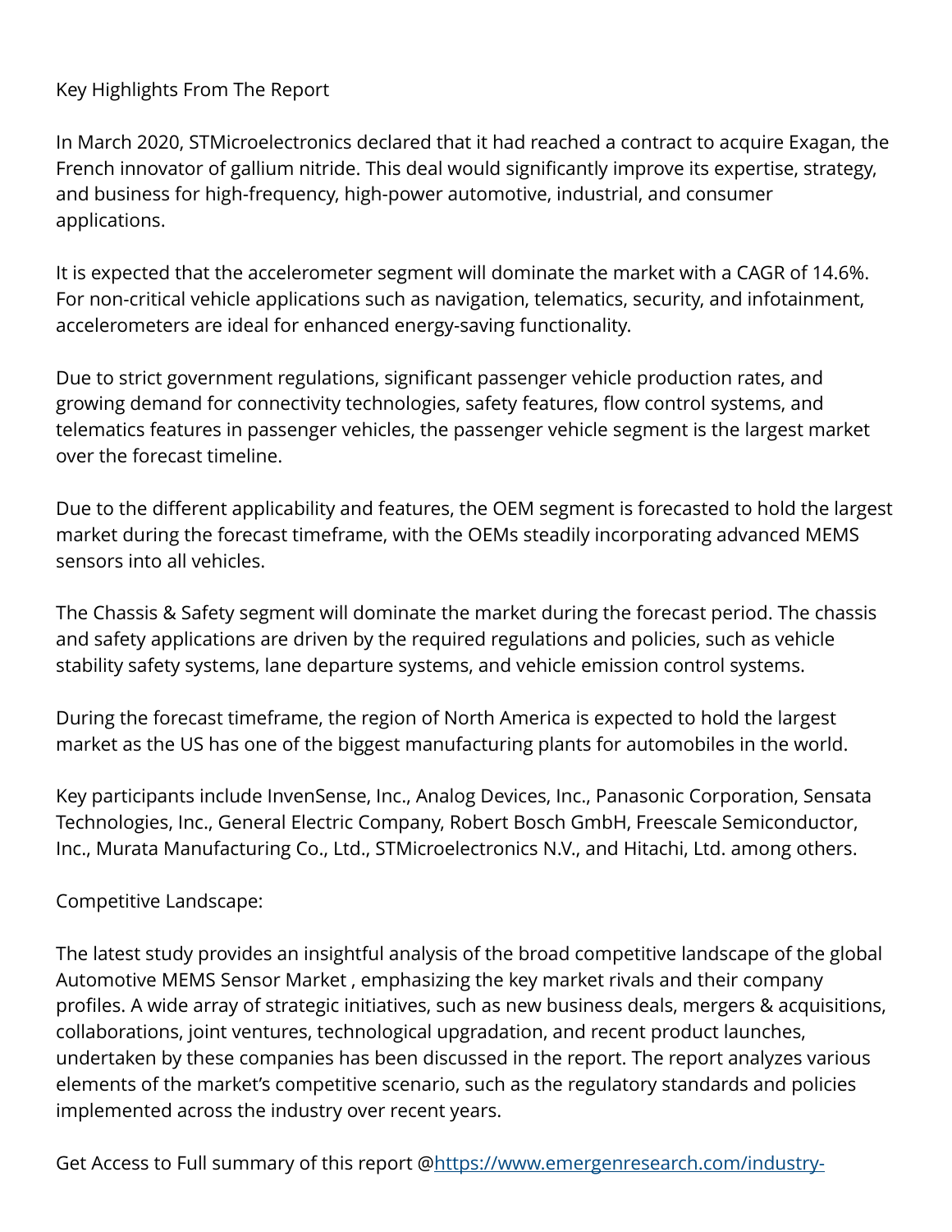Key Highlights From The Report

In March 2020, STMicroelectronics declared that it had reached a contract to acquire Exagan, the French innovator of gallium nitride. This deal would significantly improve its expertise, strategy, and business for high-frequency, high-power automotive, industrial, and consumer applications.

It is expected that the accelerometer segment will dominate the market with a CAGR of 14.6%. For non-critical vehicle applications such as navigation, telematics, security, and infotainment, accelerometers are ideal for enhanced energy-saving functionality.

Due to strict government regulations, significant passenger vehicle production rates, and growing demand for connectivity technologies, safety features, flow control systems, and telematics features in passenger vehicles, the passenger vehicle segment is the largest market over the forecast timeline.

Due to the different applicability and features, the OEM segment is forecasted to hold the largest market during the forecast timeframe, with the OEMs steadily incorporating advanced MEMS sensors into all vehicles.

The Chassis & Safety segment will dominate the market during the forecast period. The chassis and safety applications are driven by the required regulations and policies, such as vehicle stability safety systems, lane departure systems, and vehicle emission control systems.

During the forecast timeframe, the region of North America is expected to hold the largest market as the US has one of the biggest manufacturing plants for automobiles in the world.

Key participants include InvenSense, Inc., Analog Devices, Inc., Panasonic Corporation, Sensata Technologies, Inc., General Electric Company, Robert Bosch GmbH, Freescale Semiconductor, Inc., Murata Manufacturing Co., Ltd., STMicroelectronics N.V., and Hitachi, Ltd. among others.

Competitive Landscape:

The latest study provides an insightful analysis of the broad competitive landscape of the global Automotive MEMS Sensor Market , emphasizing the key market rivals and their company profiles. A wide array of strategic initiatives, such as new business deals, mergers & acquisitions, collaborations, joint ventures, technological upgradation, and recent product launches, undertaken by these companies has been discussed in the report. The report analyzes various elements of the market's competitive scenario, such as the regulatory standards and policies implemented across the industry over recent years.

Get Access to Full summary of this report @[https://www.emergenresearch.com/industry-](https://www.emergenresearch.com/industry-)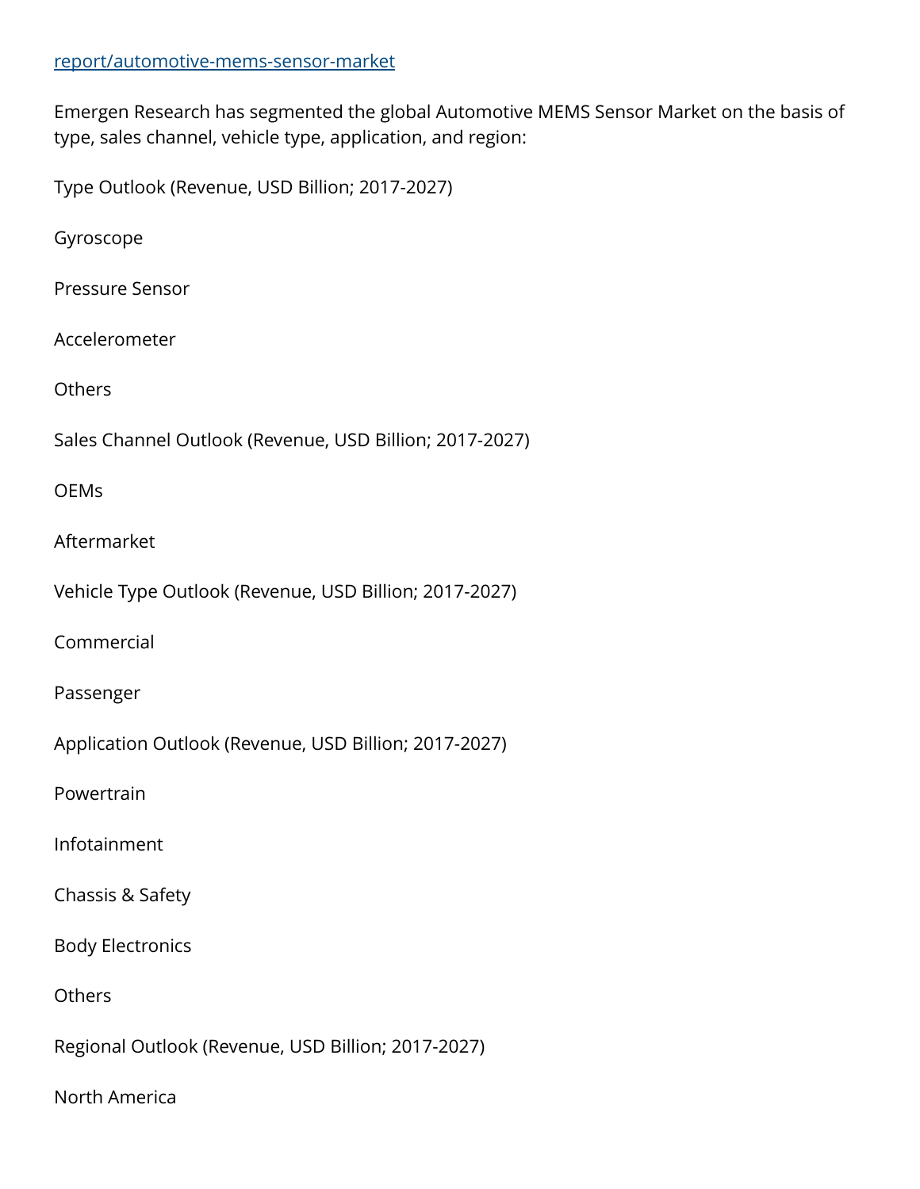[report/automotive-mems-sensor-market](report/automotive-mems-sensor-market)

Emergen Research has segmented the global Automotive MEMS Sensor Market on the basis of type, sales channel, vehicle type, application, and region:

Type Outlook (Revenue, USD Billion; 2017-2027)

Gyroscope

Pressure Sensor

Accelerometer

Others

Sales Channel Outlook (Revenue, USD Billion; 2017-2027)

OEMs

Aftermarket

Vehicle Type Outlook (Revenue, USD Billion; 2017-2027)

Commercial

Passenger

Application Outlook (Revenue, USD Billion; 2017-2027)

Powertrain

Infotainment

Chassis & Safety

Body Electronics

Others

Regional Outlook (Revenue, USD Billion; 2017-2027)

North America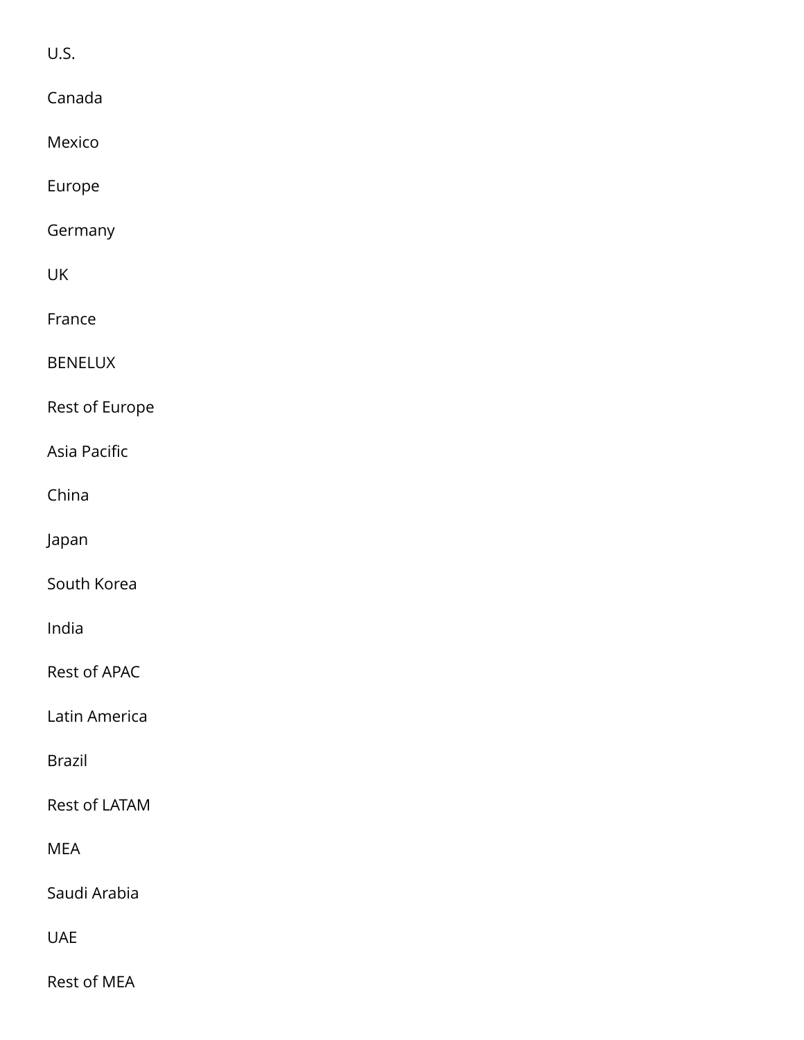U.S.

Canada

Mexico

Europe

Germany

UK

France

BENELUX

Rest of Europe

Asia Pacific

China

Japan

South Korea

India

Rest of APAC

Latin America

Brazil

Rest of LATAM

MEA

Saudi Arabia

UAE

Rest of MEA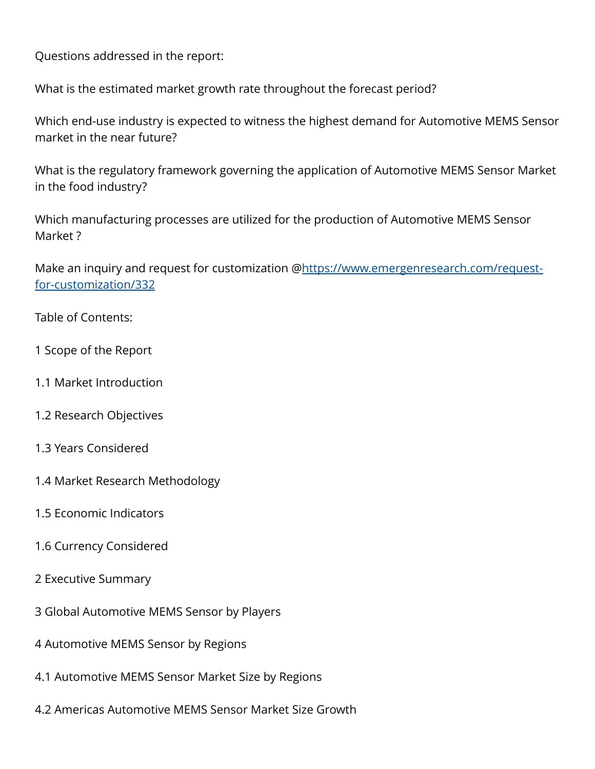Questions addressed in the report:

What is the estimated market growth rate throughout the forecast period?

Which end-use industry is expected to witness the highest demand for Automotive MEMS Sensor market in the near future?

What is the regulatory framework governing the application of Automotive MEMS Sensor Market in the food industry?

Which manufacturing processes are utilized for the production of Automotive MEMS Sensor Market ?

Make an inquiry and request for customization @[https://www.emergenresearch.com/request-for-customization/332](https://www.emergenresearch.com/request-for-customization/332)

Table of Contents:

1 Scope of the Report

1.1 Market Introduction

1.2 Research Objectives

1.3 Years Considered

1.4 Market Research Methodology

1.5 Economic Indicators

1.6 Currency Considered

2 Executive Summary

3 Global Automotive MEMS Sensor by Players

4 Automotive MEMS Sensor by Regions

4.1 Automotive MEMS Sensor Market Size by Regions

4.2 Americas Automotive MEMS Sensor Market Size Growth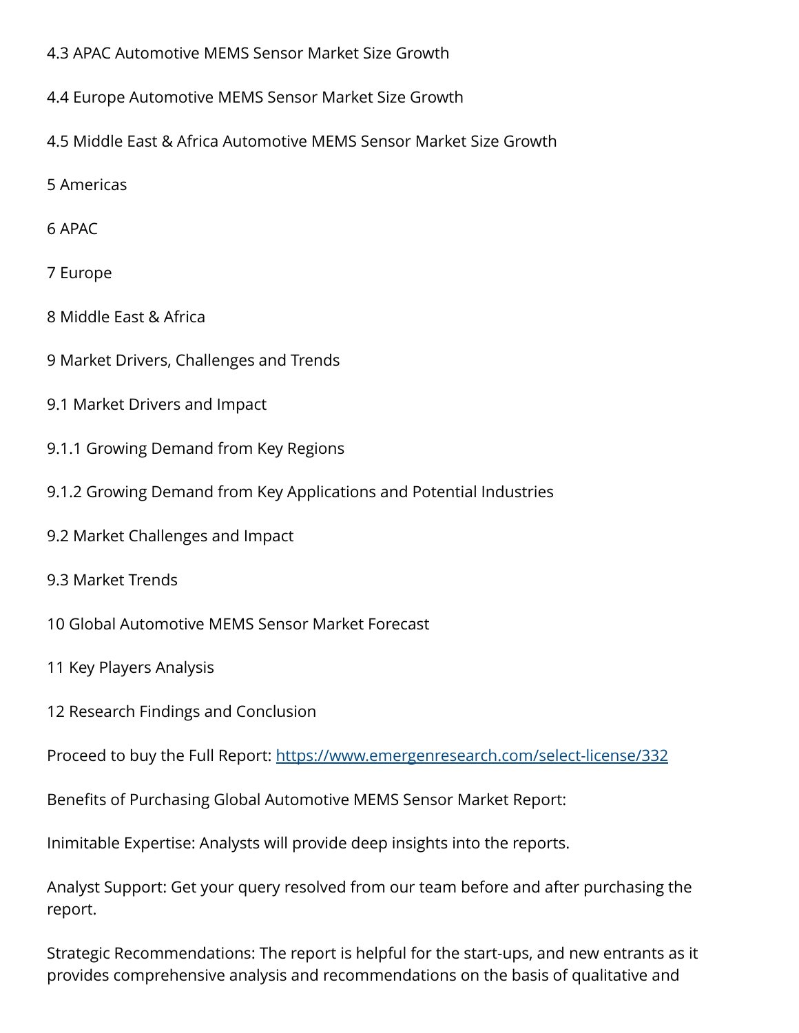4.3 APAC Automotive MEMS Sensor Market Size Growth

4.4 Europe Automotive MEMS Sensor Market Size Growth

4.5 Middle East & Africa Automotive MEMS Sensor Market Size Growth

5 Americas

6 APAC

7 Europe

8 Middle East & Africa

9 Market Drivers, Challenges and Trends

9.1 Market Drivers and Impact

9.1.1 Growing Demand from Key Regions

9.1.2 Growing Demand from Key Applications and Potential Industries

9.2 Market Challenges and Impact

9.3 Market Trends

10 Global Automotive MEMS Sensor Market Forecast

11 Key Players Analysis

12 Research Findings and Conclusion

Proceed to buy the Full Report: [https://www.emergenresearch.com/select-license/332](https://www.emergenresearch.com/select-license/332)

Benefits of Purchasing Global Automotive MEMS Sensor Market Report:

Inimitable Expertise: Analysts will provide deep insights into the reports.

Analyst Support: Get your query resolved from our team before and after purchasing the report.

Strategic Recommendations: The report is helpful for the start-ups, and new entrants as it provides comprehensive analysis and recommendations on the basis of qualitative and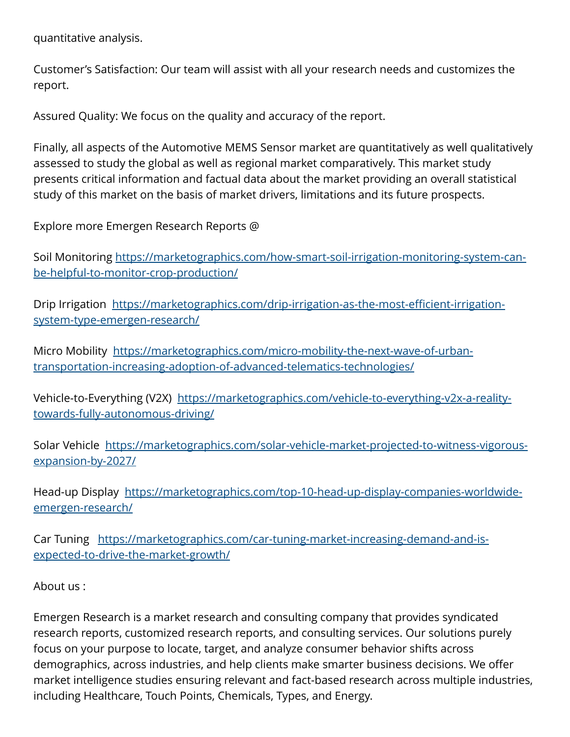quantitative analysis.

Customer's Satisfaction: Our team will assist with all your research needs and customizes the report.

Assured Quality: We focus on the quality and accuracy of the report.

Finally, all aspects of the Automotive MEMS Sensor market are quantitatively as well qualitatively assessed to study the global as well as regional market comparatively. This market study presents critical information and factual data about the market providing an overall statistical study of this market on the basis of market drivers, limitations and its future prospects.

Explore more Emergen Research Reports @

Soil Monitoring https://marketographics.com/how-smart-soil-irrigation-monitoring-system-can-be-helpful-to-monitor-crop-production/

Drip Irrigation https://marketographics.com/drip-irrigation-as-the-most-efficient-irrigation-system-type-emergen-research/

Micro Mobility https://marketographics.com/micro-mobility-the-next-wave-of-urban-transportation-increasing-adoption-of-advanced-telematics-technologies/

Vehicle-to-Everything (V2X) https://marketographics.com/vehicle-to-everything-v2x-a-reality-towards-fully-autonomous-driving/

Solar Vehicle https://marketographics.com/solar-vehicle-market-projected-to-witness-vigorous-expansion-by-2027/

Head-up Display https://marketographics.com/top-10-head-up-display-companies-worldwide-emergen-research/

Car Tuning https://marketographics.com/car-tuning-market-increasing-demand-and-is-expected-to-drive-the-market-growth/

About us :

Emergen Research is a market research and consulting company that provides syndicated research reports, customized research reports, and consulting services. Our solutions purely focus on your purpose to locate, target, and analyze consumer behavior shifts across demographics, across industries, and help clients make smarter business decisions. We offer market intelligence studies ensuring relevant and fact-based research across multiple industries, including Healthcare, Touch Points, Chemicals, Types, and Energy.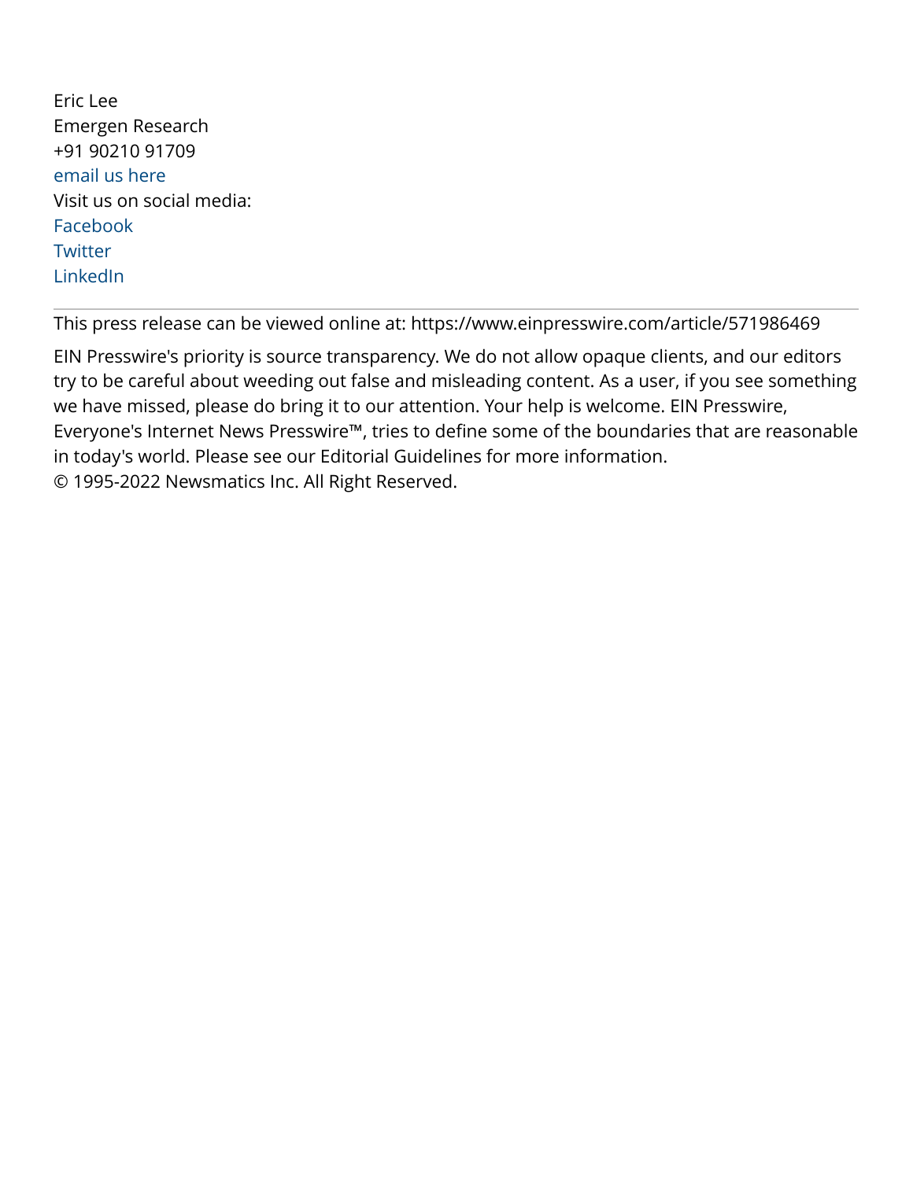Eric Lee
Emergen Research
+91 90210 91709
email us here
Visit us on social media:
Facebook
Twitter
LinkedIn

---

This press release can be viewed online at: https://www.einpresswire.com/article/571986469

EIN Presswire's priority is source transparency. We do not allow opaque clients, and our editors try to be careful about weeding out false and misleading content. As a user, if you see something we have missed, please do bring it to our attention. Your help is welcome. EIN Presswire, Everyone's Internet News Presswire™, tries to define some of the boundaries that are reasonable in today's world. Please see our Editorial Guidelines for more information.
© 1995-2022 Newsmatics Inc. All Right Reserved.